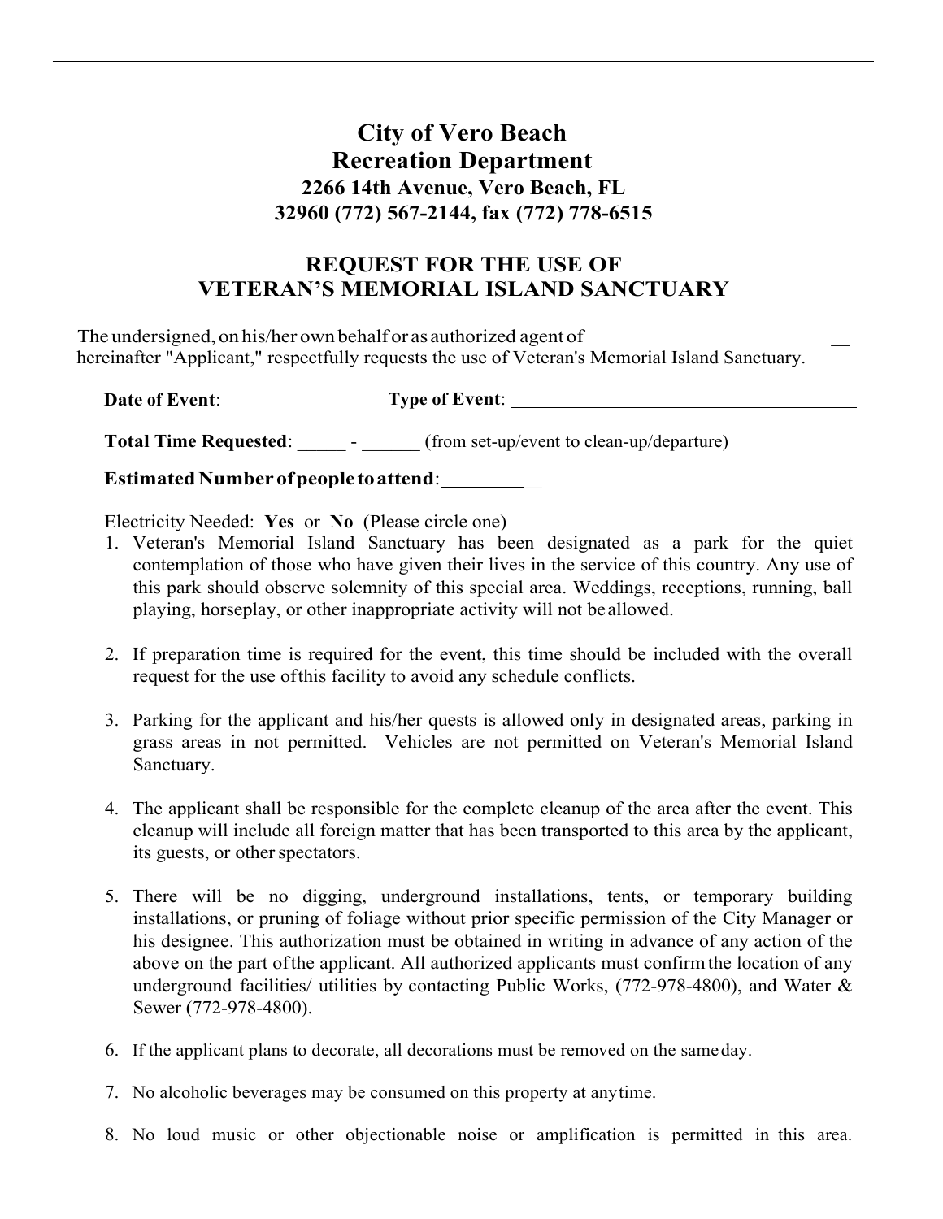# City of Vero Beach
## Recreation Department
### 2266 14th Avenue, Vero Beach, FL
### 32960 (772) 567-2144, fax (772) 778-6515

## REQUEST FOR THE USE OF VETERAN'S MEMORIAL ISLAND SANCTUARY

The undersigned, on his/her own behalf or as authorized agent of___________________________ hereinafter "Applicant," respectfully requests the use of Veteran's Memorial Island Sanctuary.

**Date of Event**:_________________ **Type of Event**: _____________________________________

**Total Time Requested**: _____ - ______ (from set-up/event to clean-up/departure)

**Estimated Number of people to attend**:___________

Electricity Needed: **Yes** or **No** (Please circle one)

1. Veteran's Memorial Island Sanctuary has been designated as a park for the quiet contemplation of those who have given their lives in the service of this country. Any use of this park should observe solemnity of this special area. Weddings, receptions, running, ball playing, horseplay, or other inappropriate activity will not be allowed.

2. If preparation time is required for the event, this time should be included with the overall request for the use of this facility to avoid any schedule conflicts.

3. Parking for the applicant and his/her quests is allowed only in designated areas, parking in grass areas in not permitted. Vehicles are not permitted on Veteran's Memorial Island Sanctuary.

4. The applicant shall be responsible for the complete cleanup of the area after the event. This cleanup will include all foreign matter that has been transported to this area by the applicant, its guests, or other spectators.

5. There will be no digging, underground installations, tents, or temporary building installations, or pruning of foliage without prior specific permission of the City Manager or his designee. This authorization must be obtained in writing in advance of any action of the above on the part of the applicant. All authorized applicants must confirm the location of any underground facilities/ utilities by contacting Public Works, (772-978-4800), and Water & Sewer (772-978-4800).

6. If the applicant plans to decorate, all decorations must be removed on the same day.

7. No alcoholic beverages may be consumed on this property at any time.

8. No loud music or other objectionable noise or amplification is permitted in this area.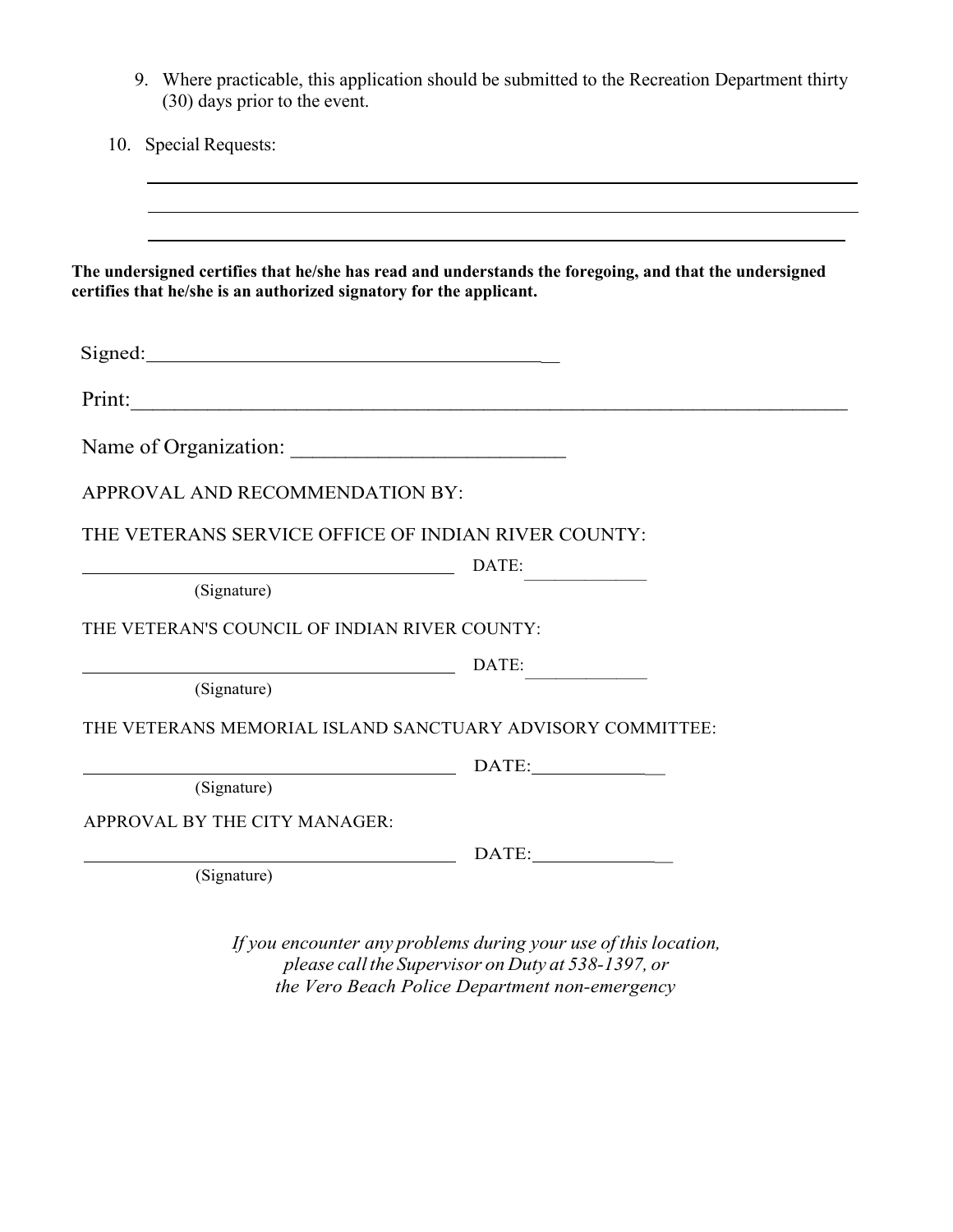9. Where practicable, this application should be submitted to the Recreation Department thirty (30) days prior to the event.

10. Special Requests:

______________________________________________________________________

______________________________________________________________________

______________________________________________________________________

**The undersigned certifies that he/she has read and understands the foregoing, and that the undersigned certifies that he/she is an authorized signatory for the applicant.**

Signed:_________________________________________

Print:_______________________________________________________________________

Name of Organization: _________________________

APPROVAL AND RECOMMENDATION BY:

THE VETERANS SERVICE OFFICE OF INDIAN RIVER COUNTY:

_________________________________________ DATE:_____________

(Signature)

THE VETERAN'S COUNCIL OF INDIAN RIVER COUNTY:

_________________________________________ DATE:_____________

(Signature)

THE VETERANS MEMORIAL ISLAND SANCTUARY ADVISORY COMMITTEE:

_________________________________________ DATE:_____________

(Signature)

APPROVAL BY THE CITY MANAGER:

_________________________________________ DATE:_____________

(Signature)

*If you encounter any problems during your use of this location, please call the Supervisor on Duty at 538-1397, or the Vero Beach Police Department non-emergency*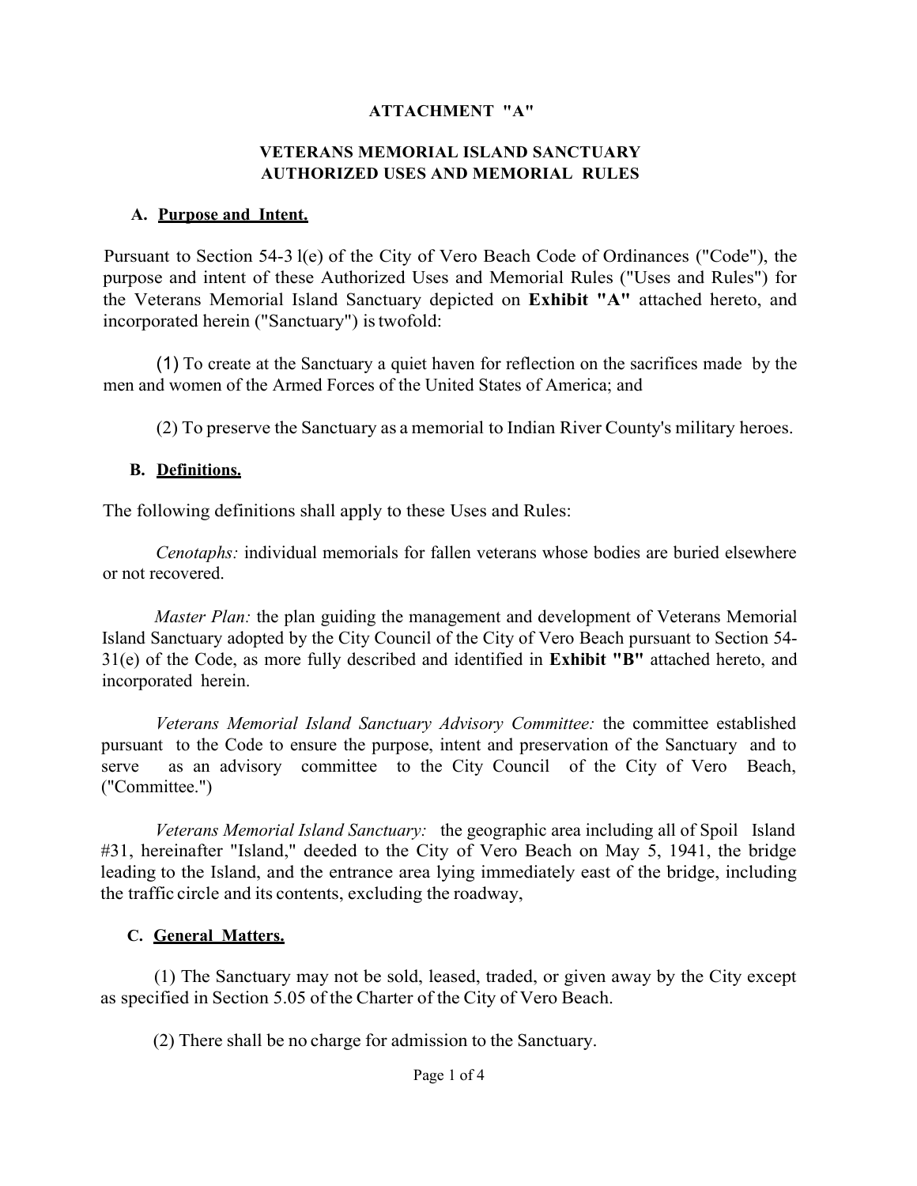**ATTACHMENT "A"**

**VETERANS MEMORIAL ISLAND SANCTUARY AUTHORIZED USES AND MEMORIAL RULES**

**A. Purpose and Intent.**

Pursuant to Section 54-3 l(e) of the City of Vero Beach Code of Ordinances ("Code"), the purpose and intent of these Authorized Uses and Memorial Rules ("Uses and Rules") for the Veterans Memorial Island Sanctuary depicted on **Exhibit "A"** attached hereto, and incorporated herein ("Sanctuary") is twofold:

(1) To create at the Sanctuary a quiet haven for reflection on the sacrifices made by the men and women of the Armed Forces of the United States of America; and

(2) To preserve the Sanctuary as a memorial to Indian River County's military heroes.

**B. Definitions.**

The following definitions shall apply to these Uses and Rules:

*Cenotaphs:* individual memorials for fallen veterans whose bodies are buried elsewhere or not recovered.

*Master Plan:* the plan guiding the management and development of Veterans Memorial Island Sanctuary adopted by the City Council of the City of Vero Beach pursuant to Section 54-31(e) of the Code, as more fully described and identified in **Exhibit "B"** attached hereto, and incorporated herein.

*Veterans Memorial Island Sanctuary Advisory Committee:* the committee established pursuant to the Code to ensure the purpose, intent and preservation of the Sanctuary and to serve as an advisory committee to the City Council of the City of Vero Beach, ("Committee.")

*Veterans Memorial Island Sanctuary:* the geographic area including all of Spoil Island #31, hereinafter "Island," deeded to the City of Vero Beach on May 5, 1941, the bridge leading to the Island, and the entrance area lying immediately east of the bridge, including the traffic circle and its contents, excluding the roadway,

**C. General Matters.**

(1) The Sanctuary may not be sold, leased, traded, or given away by the City except as specified in Section 5.05 of the Charter of the City of Vero Beach.

(2) There shall be no charge for admission to the Sanctuary.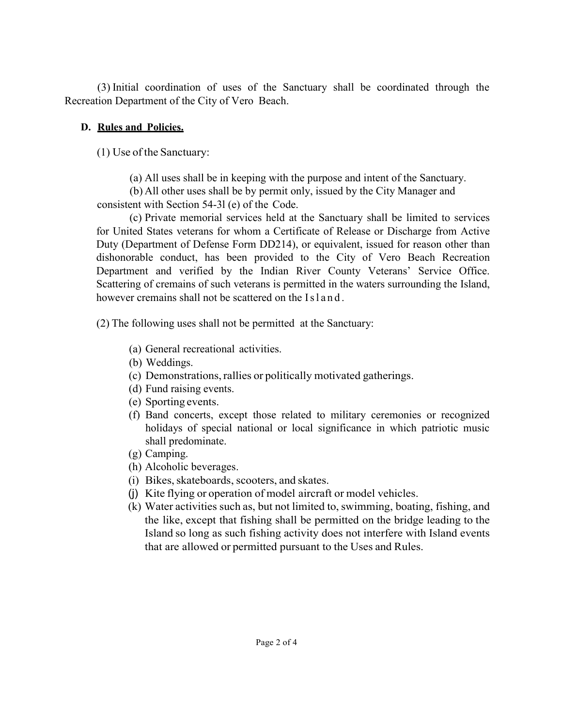(3) Initial coordination of uses of the Sanctuary shall be coordinated through the Recreation Department of the City of Vero Beach.

**D. <u>Rules and Policies.</u>**

(1) Use of the Sanctuary:

(a) All uses shall be in keeping with the purpose and intent of the Sanctuary.

(b) All other uses shall be by permit only, issued by the City Manager and consistent with Section 54-3l (e) of the Code.

(c) Private memorial services held at the Sanctuary shall be limited to services for United States veterans for whom a Certificate of Release or Discharge from Active Duty (Department of Defense Form DD214), or equivalent, issued for reason other than dishonorable conduct, has been provided to the City of Vero Beach Recreation Department and verified by the Indian River County Veterans' Service Office. Scattering of cremains of such veterans is permitted in the waters surrounding the Island, however cremains shall not be scattered on the Island.

(2) The following uses shall not be permitted at the Sanctuary:

(a) General recreational activities.
(b) Weddings.
(c) Demonstrations, rallies or politically motivated gatherings.
(d) Fund raising events.
(e) Sporting events.
(f) Band concerts, except those related to military ceremonies or recognized holidays of special national or local significance in which patriotic music shall predominate.
(g) Camping.
(h) Alcoholic beverages.
(i) Bikes, skateboards, scooters, and skates.
(j) Kite flying or operation of model aircraft or model vehicles.
(k) Water activities such as, but not limited to, swimming, boating, fishing, and the like, except that fishing shall be permitted on the bridge leading to the Island so long as such fishing activity does not interfere with Island events that are allowed or permitted pursuant to the Uses and Rules.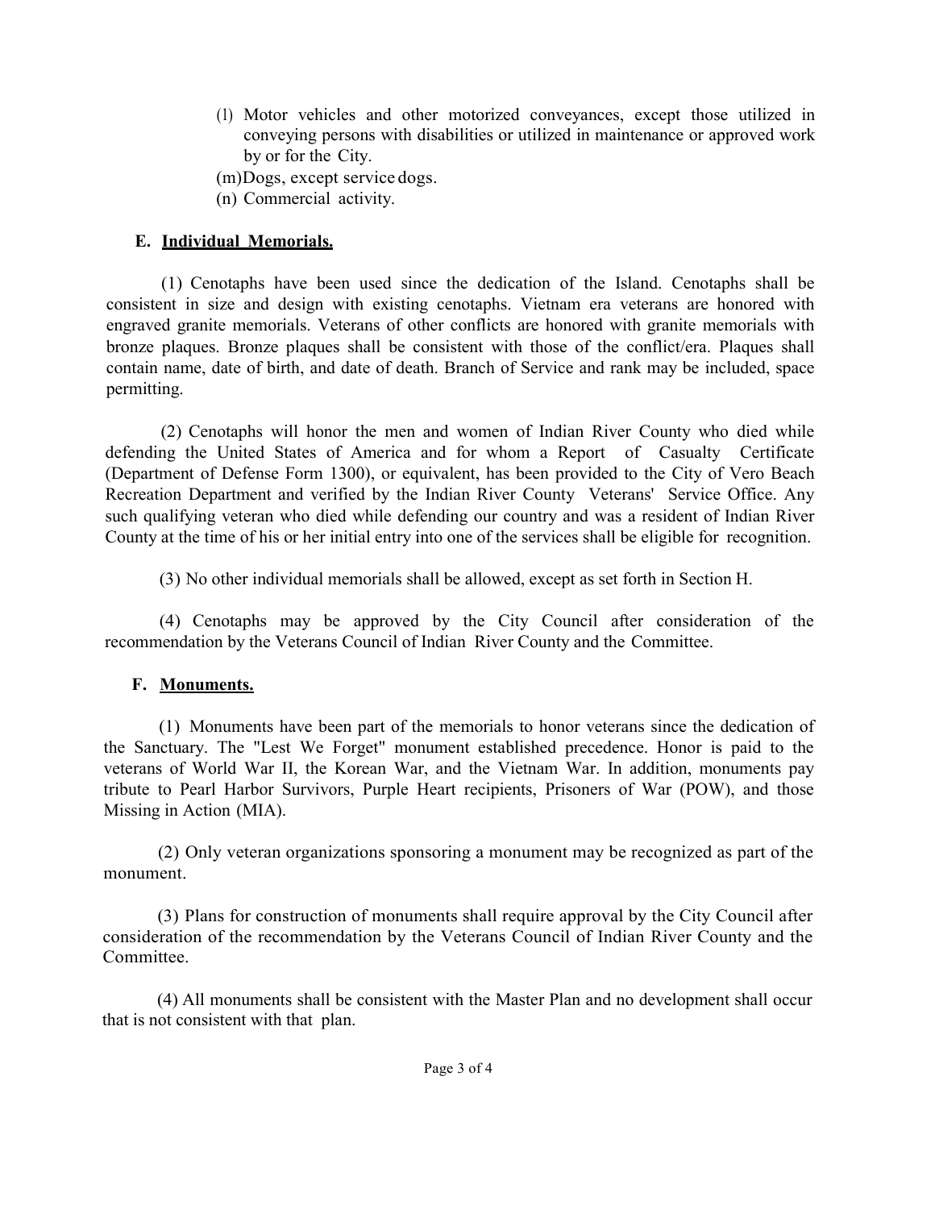(l) Motor vehicles and other motorized conveyances, except those utilized in conveying persons with disabilities or utilized in maintenance or approved work by or for the City.

(m) Dogs, except service dogs.

(n) Commercial activity.

**E. Individual Memorials.**

(1) Cenotaphs have been used since the dedication of the Island. Cenotaphs shall be consistent in size and design with existing cenotaphs. Vietnam era veterans are honored with engraved granite memorials. Veterans of other conflicts are honored with granite memorials with bronze plaques. Bronze plaques shall be consistent with those of the conflict/era. Plaques shall contain name, date of birth, and date of death. Branch of Service and rank may be included, space permitting.

(2) Cenotaphs will honor the men and women of Indian River County who died while defending the United States of America and for whom a Report of Casualty Certificate (Department of Defense Form 1300), or equivalent, has been provided to the City of Vero Beach Recreation Department and verified by the Indian River County Veterans' Service Office. Any such qualifying veteran who died while defending our country and was a resident of Indian River County at the time of his or her initial entry into one of the services shall be eligible for recognition.

(3) No other individual memorials shall be allowed, except as set forth in Section H.

(4) Cenotaphs may be approved by the City Council after consideration of the recommendation by the Veterans Council of Indian River County and the Committee.

**F. Monuments.**

(1) Monuments have been part of the memorials to honor veterans since the dedication of the Sanctuary. The "Lest We Forget" monument established precedence. Honor is paid to the veterans of World War II, the Korean War, and the Vietnam War. In addition, monuments pay tribute to Pearl Harbor Survivors, Purple Heart recipients, Prisoners of War (POW), and those Missing in Action (MIA).

(2) Only veteran organizations sponsoring a monument may be recognized as part of the monument.

(3) Plans for construction of monuments shall require approval by the City Council after consideration of the recommendation by the Veterans Council of Indian River County and the Committee.

(4) All monuments shall be consistent with the Master Plan and no development shall occur that is not consistent with that plan.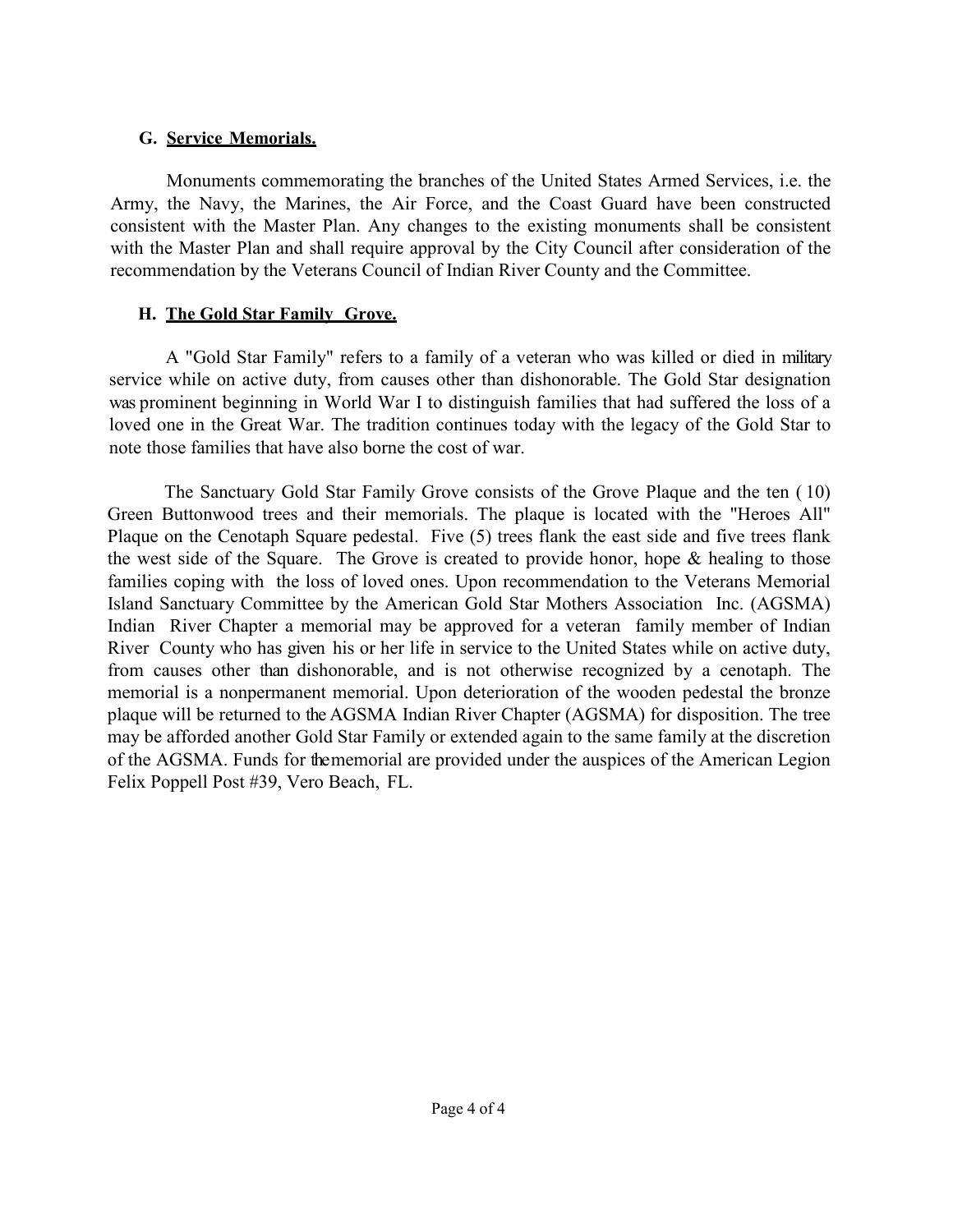**G. Service Memorials.**

Monuments commemorating the branches of the United States Armed Services, i.e. the Army, the Navy, the Marines, the Air Force, and the Coast Guard have been constructed consistent with the Master Plan. Any changes to the existing monuments shall be consistent with the Master Plan and shall require approval by the City Council after consideration of the recommendation by the Veterans Council of Indian River County and the Committee.

**H. The Gold Star Family Grove.**

A "Gold Star Family" refers to a family of a veteran who was killed or died in military service while on active duty, from causes other than dishonorable. The Gold Star designation was prominent beginning in World War I to distinguish families that had suffered the loss of a loved one in the Great War. The tradition continues today with the legacy of the Gold Star to note those families that have also borne the cost of war.

The Sanctuary Gold Star Family Grove consists of the Grove Plaque and the ten ( 10) Green Buttonwood trees and their memorials. The plaque is located with the "Heroes All" Plaque on the Cenotaph Square pedestal. Five (5) trees flank the east side and five trees flank the west side of the Square. The Grove is created to provide honor, hope & healing to those families coping with the loss of loved ones. Upon recommendation to the Veterans Memorial Island Sanctuary Committee by the American Gold Star Mothers Association Inc. (AGSMA) Indian River Chapter a memorial may be approved for a veteran family member of Indian River County who has given his or her life in service to the United States while on active duty, from causes other than dishonorable, and is not otherwise recognized by a cenotaph. The memorial is a nonpermanent memorial. Upon deterioration of the wooden pedestal the bronze plaque will be returned to the AGSMA Indian River Chapter (AGSMA) for disposition. The tree may be afforded another Gold Star Family or extended again to the same family at the discretion of the AGSMA. Funds for the memorial are provided under the auspices of the American Legion Felix Poppell Post #39, Vero Beach, FL.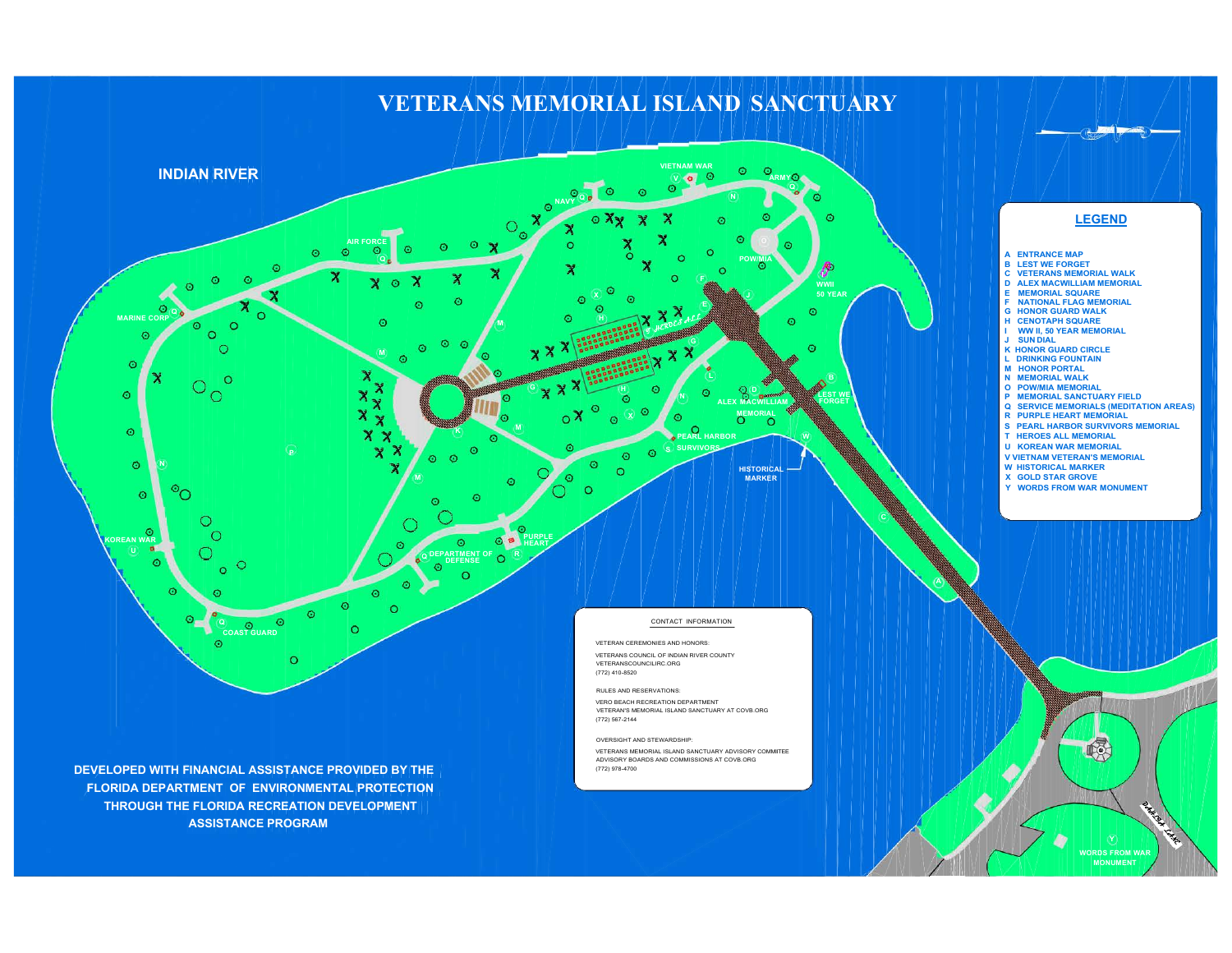# VETERANS MEMORIAL ISLAND SANCTUARY

INDIAN RIVER

## LEGEND

- A ENTRANCE MAP
- B LEST WE FORGET
- C VETERANS MEMORIAL WALK
- D ALEX MACWILLIAM MEMORIAL
- E MEMORIAL SQUARE
- F NATIONAL FLAG MEMORIAL
- G HONOR GUARD WALK
- H CENOTAPH SQUARE
- I WW II, 50 YEAR MEMORIAL
- J SUN DIAL
- K HONOR GUARD CIRCLE
- L DRINKING FOUNTAIN
- M HONOR PORTAL
- N MEMORIAL WALK
- O POW/MIA MEMORIAL
- P MEMORIAL SANCTUARY FIELD
- Q SERVICE MEMORIALS (MEDITATION AREAS)
- R PURPLE HEART MEMORIAL
- S PEARL HARBOR SURVIVORS MEMORIAL
- T HEROES ALL MEMORIAL
- U KOREAN WAR MEMORIAL
- V VIETNAM VETERAN'S MEMORIAL
- W HISTORICAL MARKER
- X GOLD STAR GROVE
- Y WORDS FROM WAR MONUMENT

VIETNAM WAR
ARMY
NAVY
AIR FORCE
MARINE CORP
POW/MIA
WWII 50 YEAR
HEROES ALL
LEST WE FORGET
ALEX MACWILLIAM MEMORIAL
PEARL HARBOR SURVIVORS
HISTORICAL MARKER
PURPLE HEART
DEPARTMENT OF DEFENSE
KOREAN WAR
COAST GUARD
WORDS FROM WAR MONUMENT
DAHLIA LANE

### CONTACT INFORMATION

VETERAN CEREMONIES AND HONORS:

VETERANS COUNCIL OF INDIAN RIVER COUNTY
VETERANSCOUNCILIRC.ORG
(772) 410-8520

RULES AND RESERVATIONS:

VERO BEACH RECREATION DEPARTMENT
VETERAN'S MEMORIAL ISLAND SANCTUARY AT COVB.ORG
(772) 567-2144

OVERSIGHT AND STEWARDSHIP:

VETERANS MEMORIAL ISLAND SANCTUARY ADVISORY COMMITEE
ADVISORY BOARDS AND COMMISSIONS AT COVB.ORG
(772) 978-4700

**DEVELOPED WITH FINANCIAL ASSISTANCE PROVIDED BY THE FLORIDA DEPARTMENT OF ENVIRONMENTAL PROTECTION THROUGH THE FLORIDA RECREATION DEVELOPMENT ASSISTANCE PROGRAM**